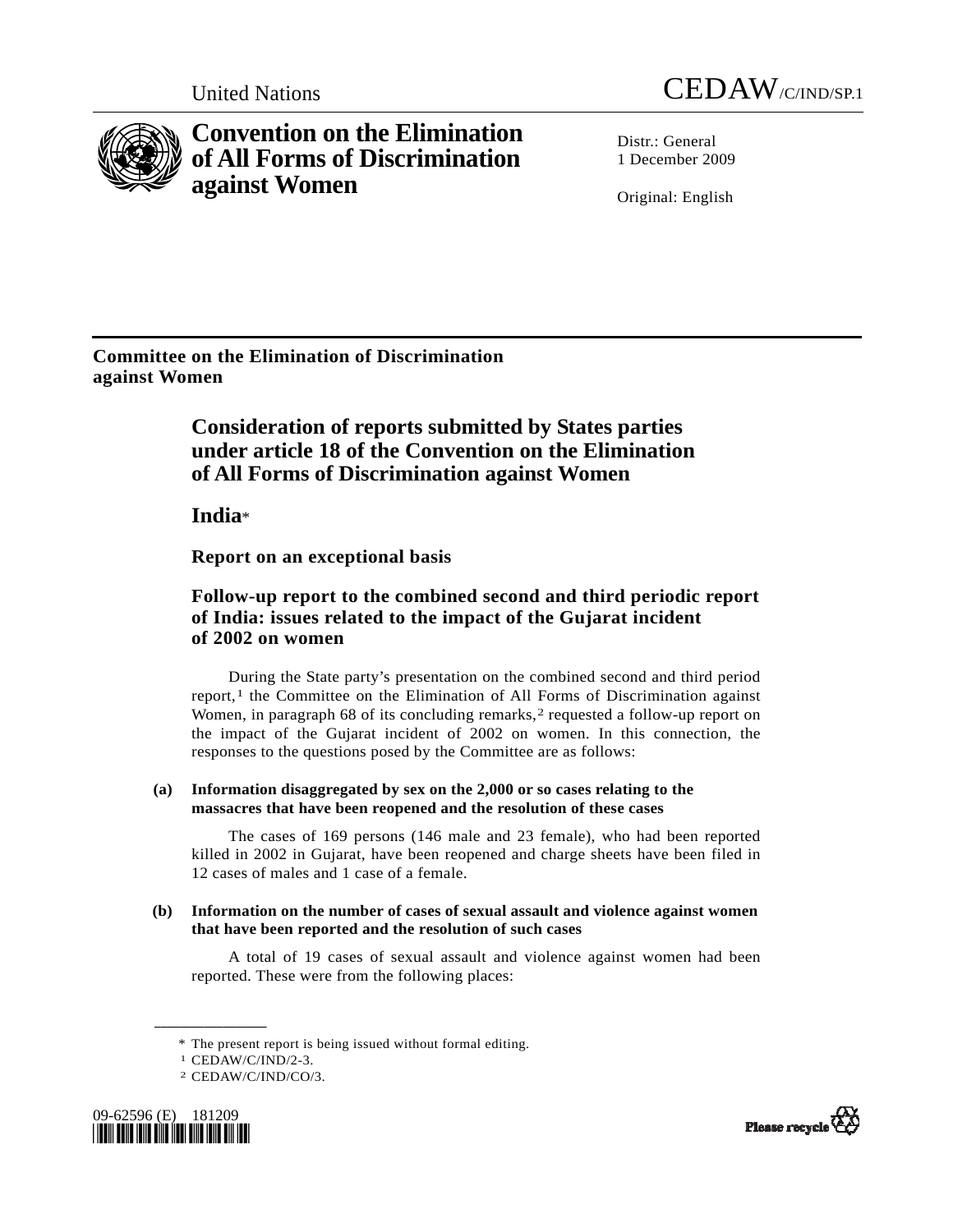United Nations CEDAW/C/IND/SP.1

# Convention on the Elimination of All Forms of Discrimination against Women

Distr.: General
1 December 2009

Original: English

**Committee on the Elimination of Discrimination against Women**

## Consideration of reports submitted by States parties under article 18 of the Convention on the Elimination of All Forms of Discrimination against Women

## India*

### Report on an exceptional basis

### Follow-up report to the combined second and third periodic report of India: issues related to the impact of the Gujarat incident of 2002 on women

During the State party's presentation on the combined second and third period report,[1] the Committee on the Elimination of All Forms of Discrimination against Women, in paragraph 68 of its concluding remarks,[2] requested a follow-up report on the impact of the Gujarat incident of 2002 on women. In this connection, the responses to the questions posed by the Committee are as follows:

**(a) Information disaggregated by sex on the 2,000 or so cases relating to the massacres that have been reopened and the resolution of these cases**

The cases of 169 persons (146 male and 23 female), who had been reported killed in 2002 in Gujarat, have been reopened and charge sheets have been filed in 12 cases of males and 1 case of a female.

**(b) Information on the number of cases of sexual assault and violence against women that have been reported and the resolution of such cases**

A total of 19 cases of sexual assault and violence against women had been reported. These were from the following places:

---

\* The present report is being issued without formal editing.

[1] CEDAW/C/IND/2-3.

[2] CEDAW/C/IND/CO/3.

09-62596 (E) 181209

Please recycle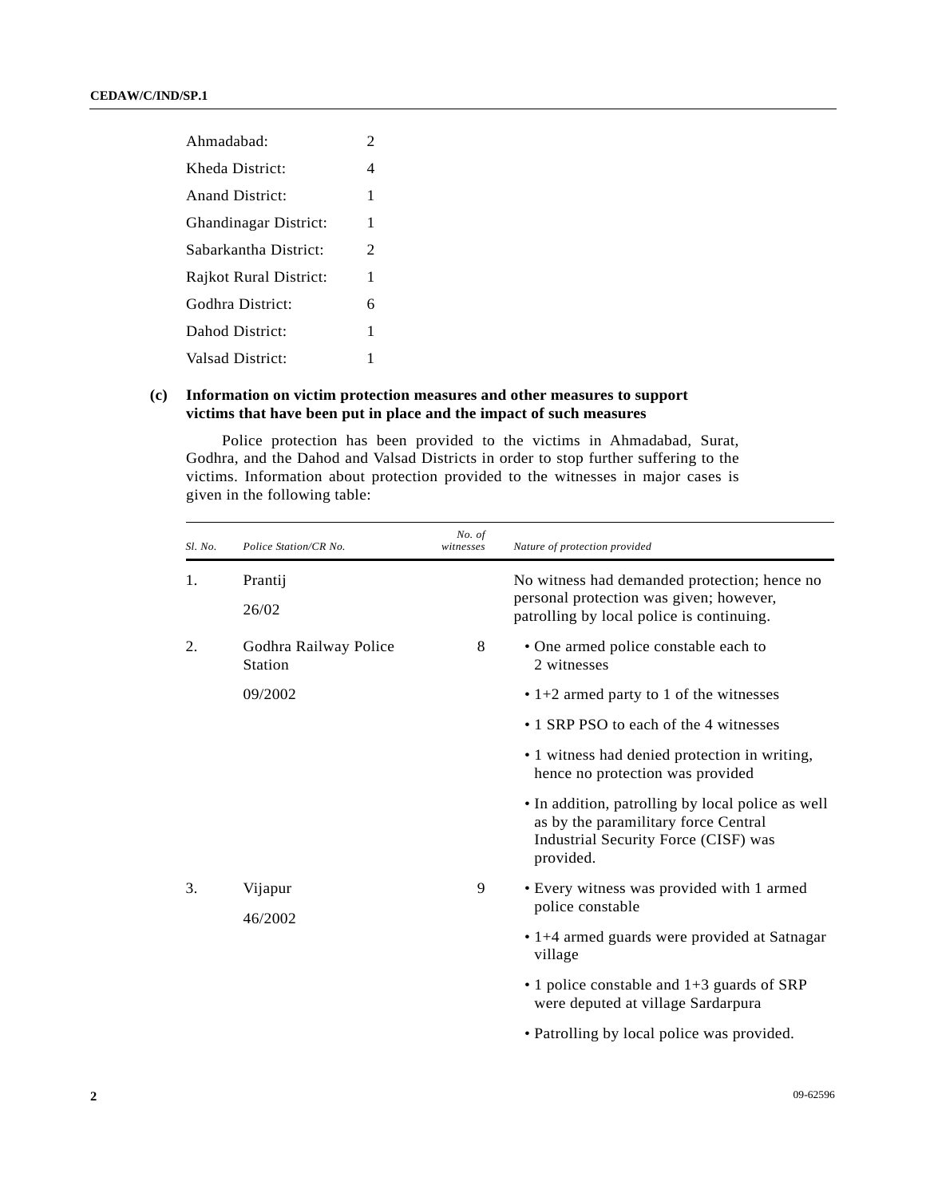| | |
|---|---|
| Ahmadabad: | 2 |
| Kheda District: | 4 |
| Anand District: | 1 |
| Ghandinagar District: | 1 |
| Sabarkantha District: | 2 |
| Rajkot Rural District: | 1 |
| Godhra District: | 6 |
| Dahod District: | 1 |
| Valsad District: | 1 |

**(c) Information on victim protection measures and other measures to support victims that have been put in place and the impact of such measures**

Police protection has been provided to the victims in Ahmadabad, Surat, Godhra, and the Dahod and Valsad Districts in order to stop further suffering to the victims. Information about protection provided to the witnesses in major cases is given in the following table:

| *Sl. No.* | *Police Station/CR No.* | *No. of witnesses* | *Nature of protection provided* |
|---|---|---|---|
| 1. | Prantij<br>26/02 | | No witness had demanded protection; hence no personal protection was given; however, patrolling by local police is continuing. |
| 2. | Godhra Railway Police Station<br>09/2002 | 8 | • One armed police constable each to 2 witnesses<br>• 1+2 armed party to 1 of the witnesses<br>• 1 SRP PSO to each of the 4 witnesses<br>• 1 witness had denied protection in writing, hence no protection was provided<br>• In addition, patrolling by local police as well as by the paramilitary force Central Industrial Security Force (CISF) was provided. |
| 3. | Vijapur<br>46/2002 | 9 | • Every witness was provided with 1 armed police constable<br>• 1+4 armed guards were provided at Satnagar village<br>• 1 police constable and 1+3 guards of SRP were deputed at village Sardarpura<br>• Patrolling by local police was provided. |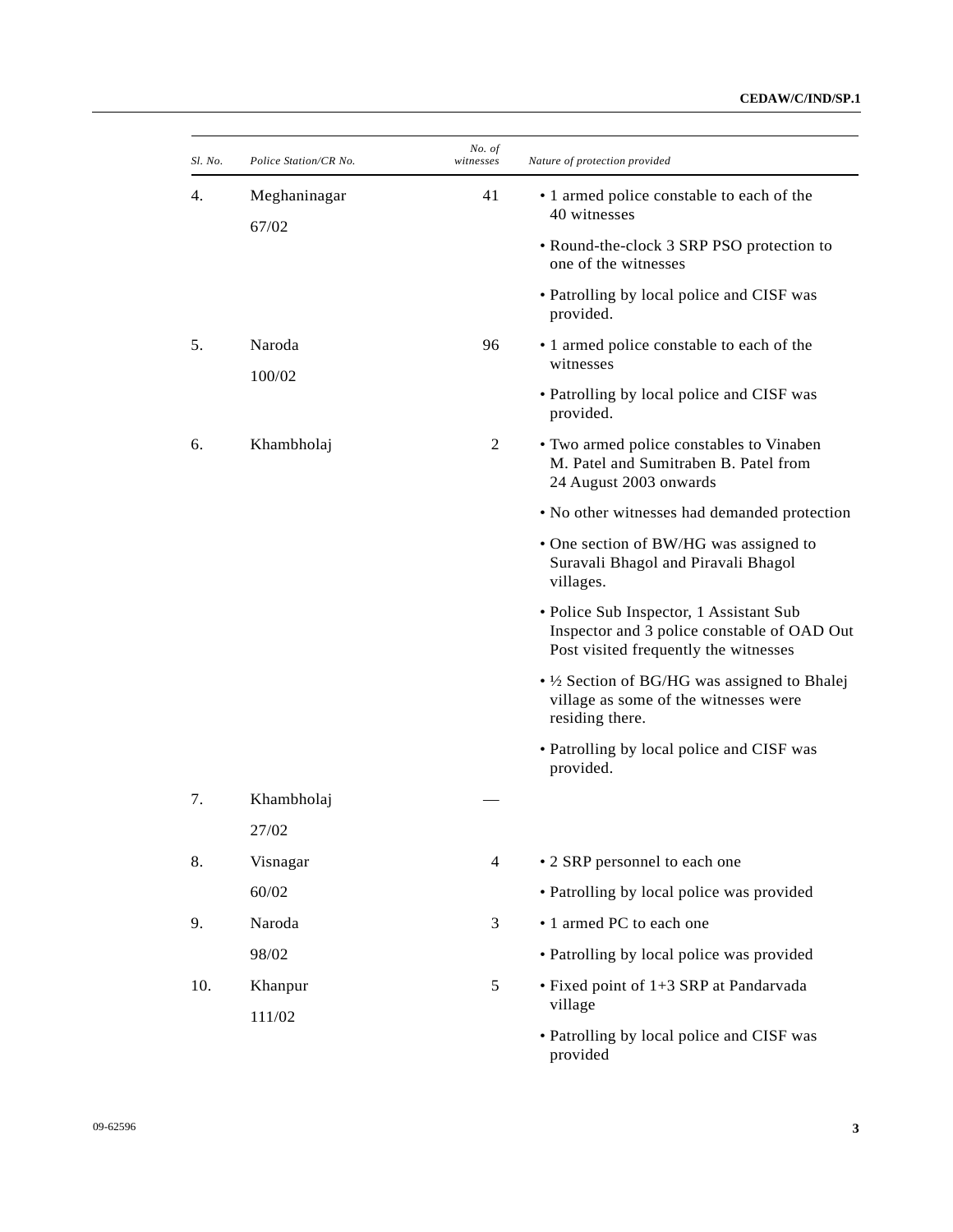| *Sl. No.* | *Police Station/CR No.* | *No. of witnesses* | *Nature of protection provided* |
|---|---|---|---|
| 4. | Meghaninagar 67/02 | 41 | • 1 armed police constable to each of the 40 witnesses<br>• Round-the-clock 3 SRP PSO protection to one of the witnesses<br>• Patrolling by local police and CISF was provided. |
| 5. | Naroda 100/02 | 96 | • 1 armed police constable to each of the witnesses<br>• Patrolling by local police and CISF was provided. |
| 6. | Khambholaj | 2 | • Two armed police constables to Vinaben M. Patel and Sumitraben B. Patel from 24 August 2003 onwards<br>• No other witnesses had demanded protection<br>• One section of BW/HG was assigned to Suravali Bhagol and Piravali Bhagol villages.<br>• Police Sub Inspector, 1 Assistant Sub Inspector and 3 police constable of OAD Out Post visited frequently the witnesses<br>• ½ Section of BG/HG was assigned to Bhalej village as some of the witnesses were residing there.<br>• Patrolling by local police and CISF was provided. |
| 7. | Khambholaj 27/02 | — | |
| 8. | Visnagar 60/02 | 4 | • 2 SRP personnel to each one<br>• Patrolling by local police was provided |
| 9. | Naroda 98/02 | 3 | • 1 armed PC to each one<br>• Patrolling by local police was provided |
| 10. | Khanpur 111/02 | 5 | • Fixed point of 1+3 SRP at Pandarvada village<br>• Patrolling by local police and CISF was provided |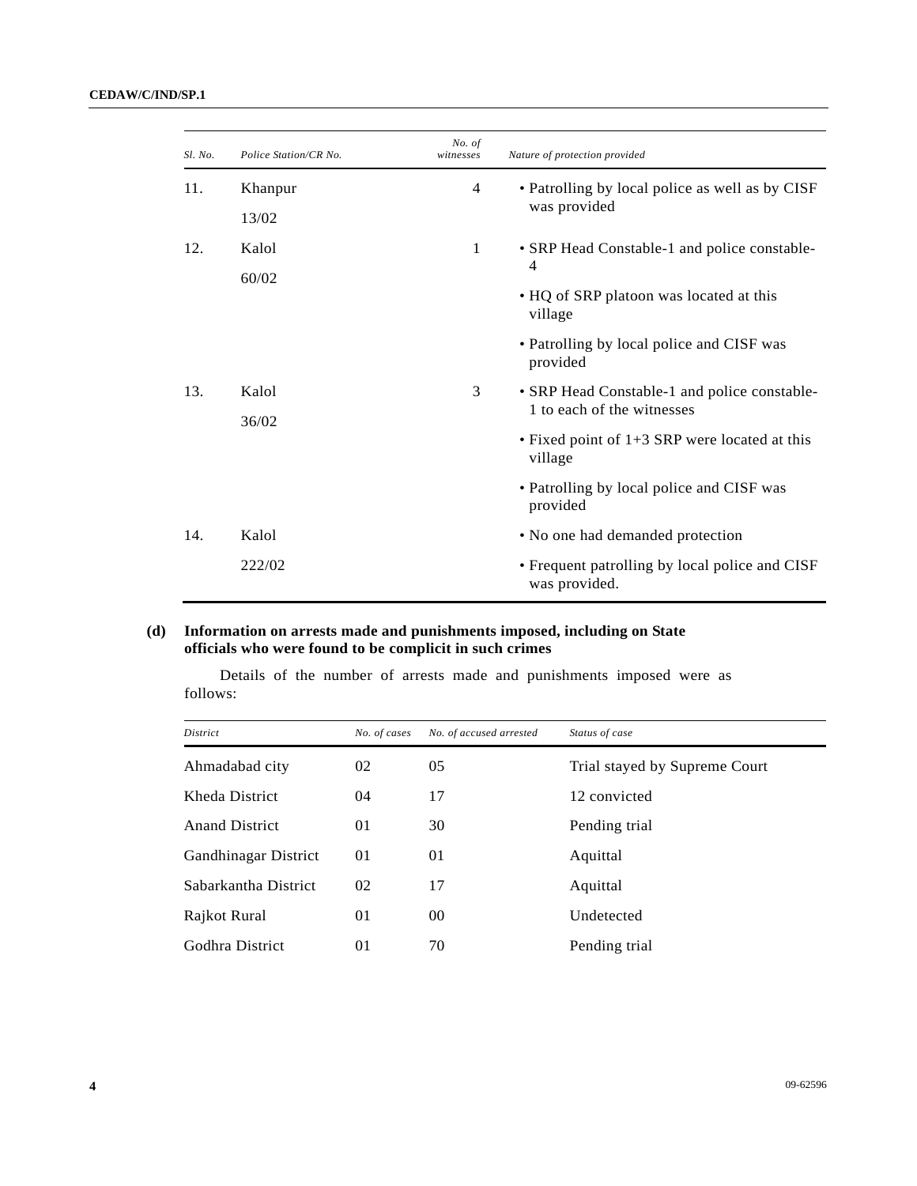| Sl. No. | Police Station/CR No. | No. of witnesses | Nature of protection provided |
|---|---|---|---|
| 11. | Khanpur<br>13/02 | 4 | • Patrolling by local police as well as by CISF was provided |
| 12. | Kalol<br>60/02 | 1 | • SRP Head Constable-1 and police constable-4<br>• HQ of SRP platoon was located at this village<br>• Patrolling by local police and CISF was provided |
| 13. | Kalol<br>36/02 | 3 | • SRP Head Constable-1 and police constable-1 to each of the witnesses<br>• Fixed point of 1+3 SRP were located at this village<br>• Patrolling by local police and CISF was provided |
| 14. | Kalol<br>222/02 | | • No one had demanded protection<br>• Frequent patrolling by local police and CISF was provided. |

**(d) Information on arrests made and punishments imposed, including on State officials who were found to be complicit in such crimes**

Details of the number of arrests made and punishments imposed were as follows:

| District | No. of cases | No. of accused arrested | Status of case |
|---|---|---|---|
| Ahmadabad city | 02 | 05 | Trial stayed by Supreme Court |
| Kheda District | 04 | 17 | 12 convicted |
| Anand District | 01 | 30 | Pending trial |
| Gandhinagar District | 01 | 01 | Aquittal |
| Sabarkantha District | 02 | 17 | Aquittal |
| Rajkot Rural | 01 | 00 | Undetected |
| Godhra District | 01 | 70 | Pending trial |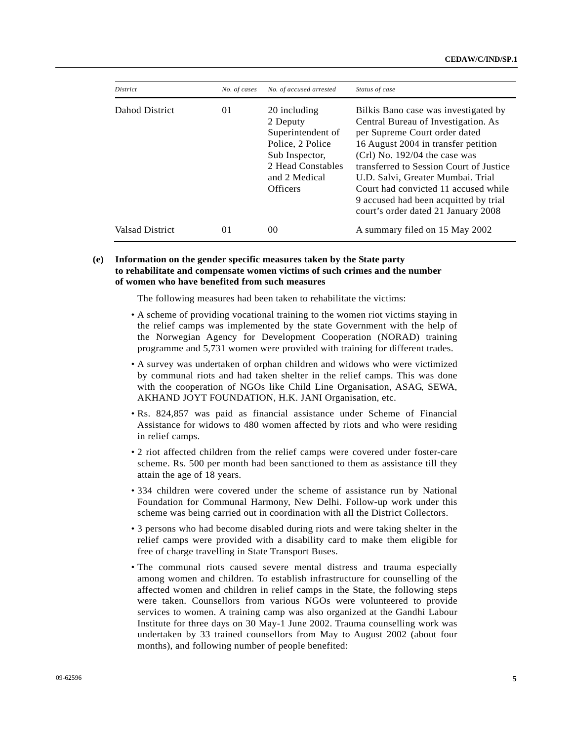| District | No. of cases | No. of accused arrested | Status of case |
|---|---|---|---|
| Dahod District | 01 | 20 including 2 Deputy Superintendent of Police, 2 Police Sub Inspector, 2 Head Constables and 2 Medical Officers | Bilkis Bano case was investigated by Central Bureau of Investigation. As per Supreme Court order dated 16 August 2004 in transfer petition (Crl) No. 192/04 the case was transferred to Session Court of Justice U.D. Salvi, Greater Mumbai. Trial Court had convicted 11 accused while 9 accused had been acquitted by trial court's order dated 21 January 2008 |
| Valsad District | 01 | 00 | A summary filed on 15 May 2002 |

**(e) Information on the gender specific measures taken by the State party to rehabilitate and compensate women victims of such crimes and the number of women who have benefited from such measures**

The following measures had been taken to rehabilitate the victims:

- A scheme of providing vocational training to the women riot victims staying in the relief camps was implemented by the state Government with the help of the Norwegian Agency for Development Cooperation (NORAD) training programme and 5,731 women were provided with training for different trades.
- A survey was undertaken of orphan children and widows who were victimized by communal riots and had taken shelter in the relief camps. This was done with the cooperation of NGOs like Child Line Organisation, ASAG, SEWA, AKHAND JOYT FOUNDATION, H.K. JANI Organisation, etc.
- Rs. 824,857 was paid as financial assistance under Scheme of Financial Assistance for widows to 480 women affected by riots and who were residing in relief camps.
- 2 riot affected children from the relief camps were covered under foster-care scheme. Rs. 500 per month had been sanctioned to them as assistance till they attain the age of 18 years.
- 334 children were covered under the scheme of assistance run by National Foundation for Communal Harmony, New Delhi. Follow-up work under this scheme was being carried out in coordination with all the District Collectors.
- 3 persons who had become disabled during riots and were taking shelter in the relief camps were provided with a disability card to make them eligible for free of charge travelling in State Transport Buses.
- The communal riots caused severe mental distress and trauma especially among women and children. To establish infrastructure for counselling of the affected women and children in relief camps in the State, the following steps were taken. Counsellors from various NGOs were volunteered to provide services to women. A training camp was also organized at the Gandhi Labour Institute for three days on 30 May-1 June 2002. Trauma counselling work was undertaken by 33 trained counsellors from May to August 2002 (about four months), and following number of people benefited: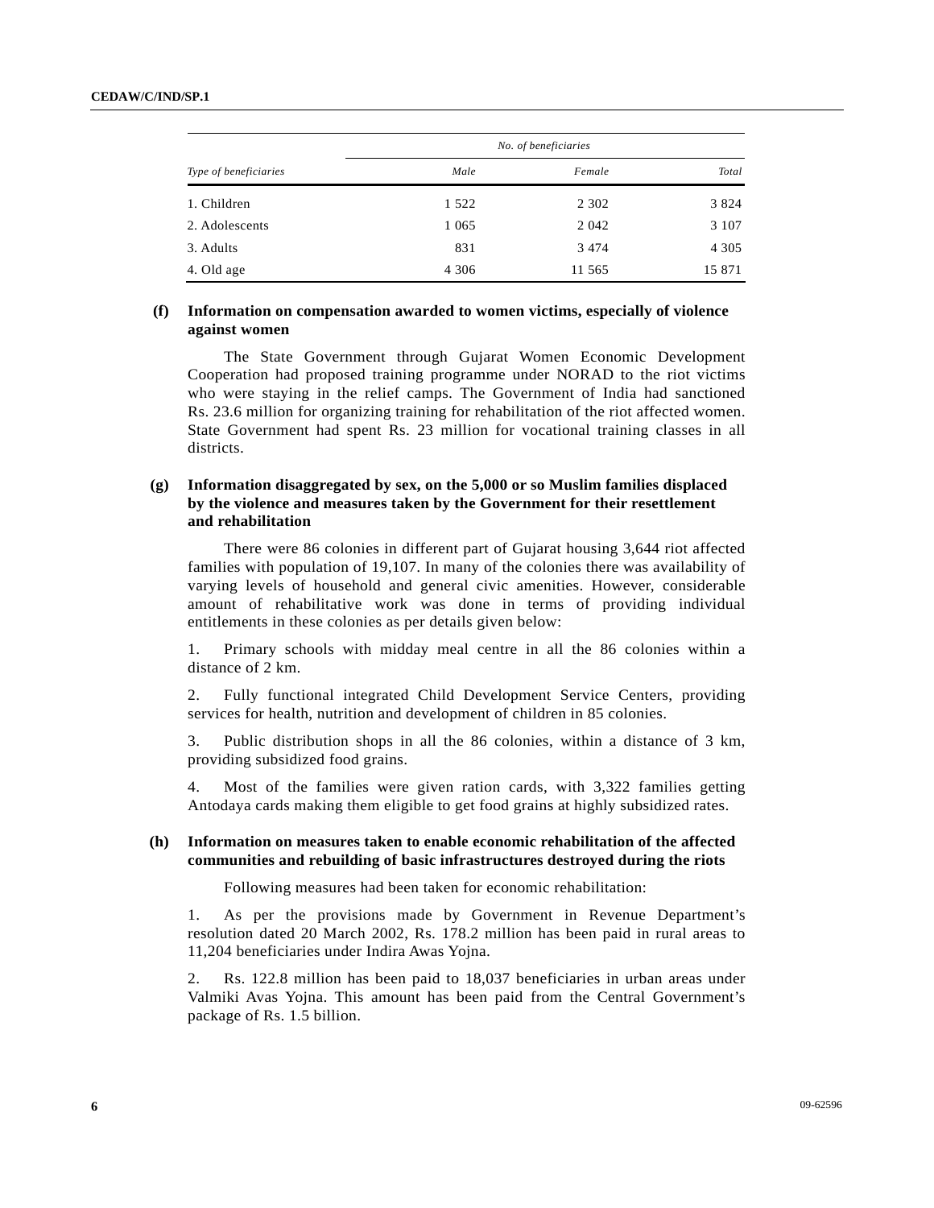| Type of beneficiaries | No. of beneficiaries | | |
|---|---|---|---|
| | Male | Female | Total |
| 1. Children | 1 522 | 2 302 | 3 824 |
| 2. Adolescents | 1 065 | 2 042 | 3 107 |
| 3. Adults | 831 | 3 474 | 4 305 |
| 4. Old age | 4 306 | 11 565 | 15 871 |

**(f) Information on compensation awarded to women victims, especially of violence against women**

The State Government through Gujarat Women Economic Development Cooperation had proposed training programme under NORAD to the riot victims who were staying in the relief camps. The Government of India had sanctioned Rs. 23.6 million for organizing training for rehabilitation of the riot affected women. State Government had spent Rs. 23 million for vocational training classes in all districts.

**(g) Information disaggregated by sex, on the 5,000 or so Muslim families displaced by the violence and measures taken by the Government for their resettlement and rehabilitation**

There were 86 colonies in different part of Gujarat housing 3,644 riot affected families with population of 19,107. In many of the colonies there was availability of varying levels of household and general civic amenities. However, considerable amount of rehabilitative work was done in terms of providing individual entitlements in these colonies as per details given below:

1. Primary schools with midday meal centre in all the 86 colonies within a distance of 2 km.

2. Fully functional integrated Child Development Service Centers, providing services for health, nutrition and development of children in 85 colonies.

3. Public distribution shops in all the 86 colonies, within a distance of 3 km, providing subsidized food grains.

4. Most of the families were given ration cards, with 3,322 families getting Antodaya cards making them eligible to get food grains at highly subsidized rates.

**(h) Information on measures taken to enable economic rehabilitation of the affected communities and rebuilding of basic infrastructures destroyed during the riots**

Following measures had been taken for economic rehabilitation:

1. As per the provisions made by Government in Revenue Department's resolution dated 20 March 2002, Rs. 178.2 million has been paid in rural areas to 11,204 beneficiaries under Indira Awas Yojna.

2. Rs. 122.8 million has been paid to 18,037 beneficiaries in urban areas under Valmiki Avas Yojna. This amount has been paid from the Central Government's package of Rs. 1.5 billion.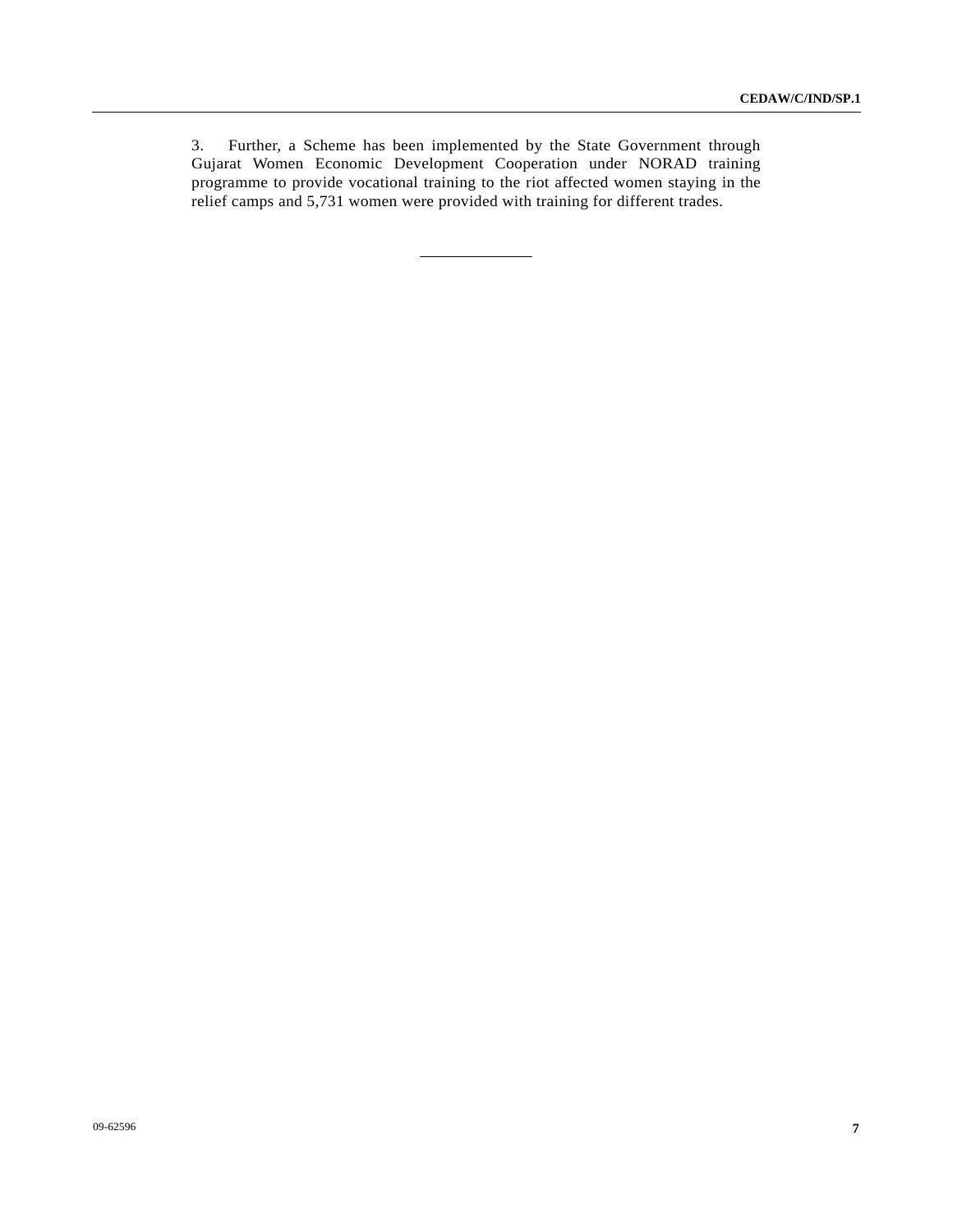3. Further, a Scheme has been implemented by the State Government through Gujarat Women Economic Development Cooperation under NORAD training programme to provide vocational training to the riot affected women staying in the relief camps and 5,731 women were provided with training for different trades.